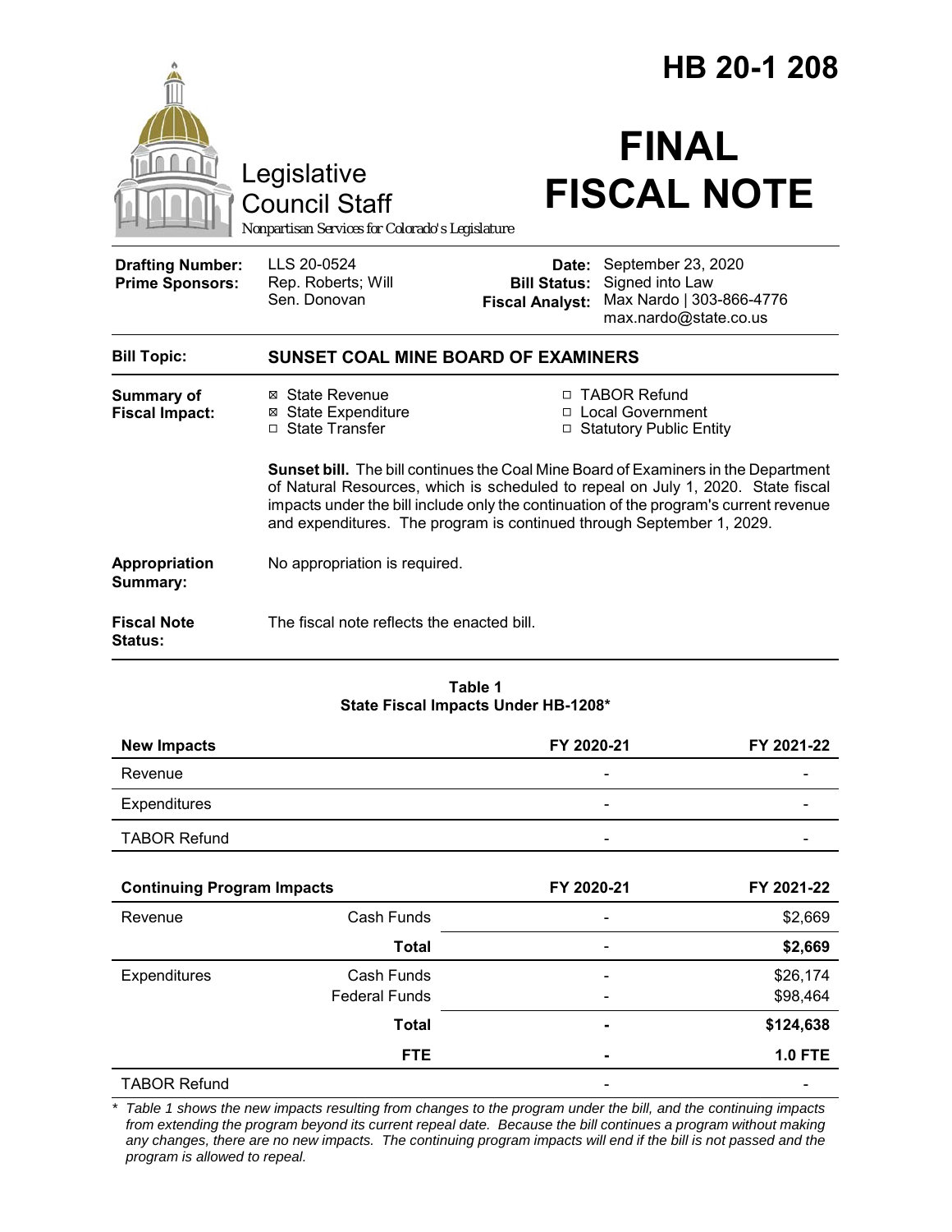# HB 20-1208

Legislative Council Staff

*Nonpartisan Services for Colorado's Legislature*

# FINAL FISCAL NOTE

| | | | |
|---|---|---|---|
| **Drafting Number:** | LLS 20-0524 | **Date:** | September 23, 2020 |
| **Prime Sponsors:** | Rep. Roberts; Will<br>Sen. Donovan | **Bill Status:** | Signed into Law |
| | | **Fiscal Analyst:** | Max Nardo \| 303-866-4776<br>max.nardo@state.co.us |

**Bill Topic:** **SUNSET COAL MINE BOARD OF EXAMINERS**

**Summary of Fiscal Impact:**

- ☒ State Revenue
- ☒ State Expenditure
- ☐ State Transfer
- ☐ TABOR Refund
- ☐ Local Government
- ☐ Statutory Public Entity

**Sunset bill.** The bill continues the Coal Mine Board of Examiners in the Department of Natural Resources, which is scheduled to repeal on July 1, 2020. State fiscal impacts under the bill include only the continuation of the program's current revenue and expenditures. The program is continued through September 1, 2029.

**Appropriation Summary:** No appropriation is required.

**Fiscal Note Status:** The fiscal note reflects the enacted bill.

**Table 1**
**State Fiscal Impacts Under HB-1208***

| New Impacts | | FY 2020-21 | FY 2021-22 |
|---|---|---|---|
| Revenue | | - | - |
| Expenditures | | - | - |
| TABOR Refund | | - | - |

| Continuing Program Impacts | | FY 2020-21 | FY 2021-22 |
|---|---|---|---|
| Revenue | Cash Funds | - | $2,669 |
| | **Total** | - | **$2,669** |
| Expenditures | Cash Funds | - | $26,174 |
| | Federal Funds | - | $98,464 |
| | **Total** | **-** | **$124,638** |
| | **FTE** | **-** | **1.0 FTE** |
| TABOR Refund | | - | - |

\* *Table 1 shows the new impacts resulting from changes to the program under the bill, and the continuing impacts from extending the program beyond its current repeal date. Because the bill continues a program without making any changes, there are no new impacts. The continuing program impacts will end if the bill is not passed and the program is allowed to repeal.*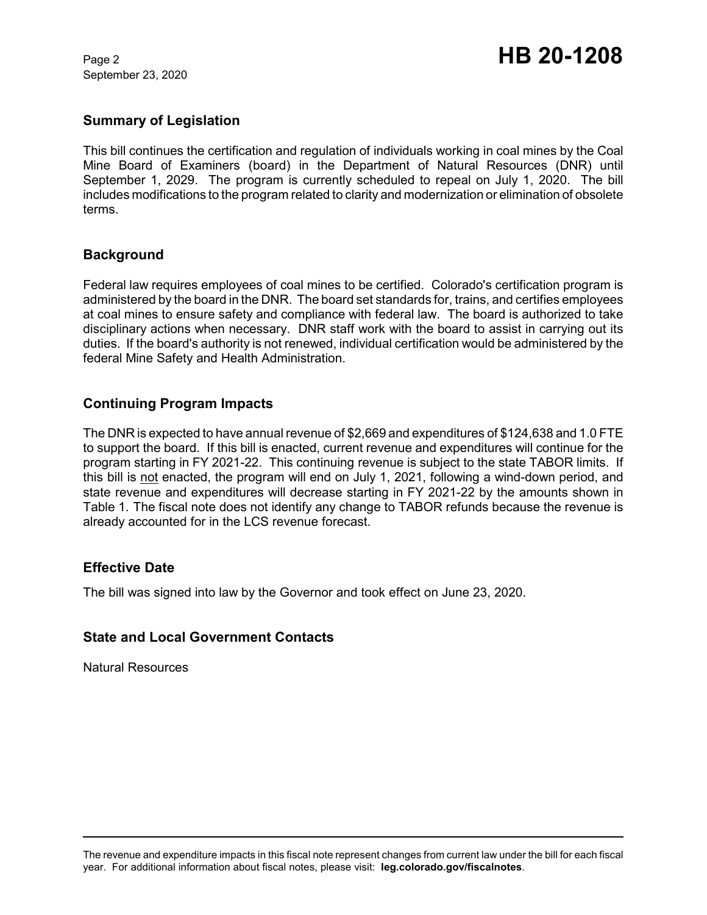## Summary of Legislation

This bill continues the certification and regulation of individuals working in coal mines by the Coal Mine Board of Examiners (board) in the Department of Natural Resources (DNR) until September 1, 2029. The program is currently scheduled to repeal on July 1, 2020. The bill includes modifications to the program related to clarity and modernization or elimination of obsolete terms.

## Background

Federal law requires employees of coal mines to be certified. Colorado's certification program is administered by the board in the DNR. The board set standards for, trains, and certifies employees at coal mines to ensure safety and compliance with federal law. The board is authorized to take disciplinary actions when necessary. DNR staff work with the board to assist in carrying out its duties. If the board's authority is not renewed, individual certification would be administered by the federal Mine Safety and Health Administration.

## Continuing Program Impacts

The DNR is expected to have annual revenue of $2,669 and expenditures of $124,638 and 1.0 FTE to support the board. If this bill is enacted, current revenue and expenditures will continue for the program starting in FY 2021-22. This continuing revenue is subject to the state TABOR limits. If this bill is <u>not</u> enacted, the program will end on July 1, 2021, following a wind-down period, and state revenue and expenditures will decrease starting in FY 2021-22 by the amounts shown in Table 1. The fiscal note does not identify any change to TABOR refunds because the revenue is already accounted for in the LCS revenue forecast.

## Effective Date

The bill was signed into law by the Governor and took effect on June 23, 2020.

## State and Local Government Contacts

Natural Resources

The revenue and expenditure impacts in this fiscal note represent changes from current law under the bill for each fiscal year. For additional information about fiscal notes, please visit: **leg.colorado.gov/fiscalnotes**.